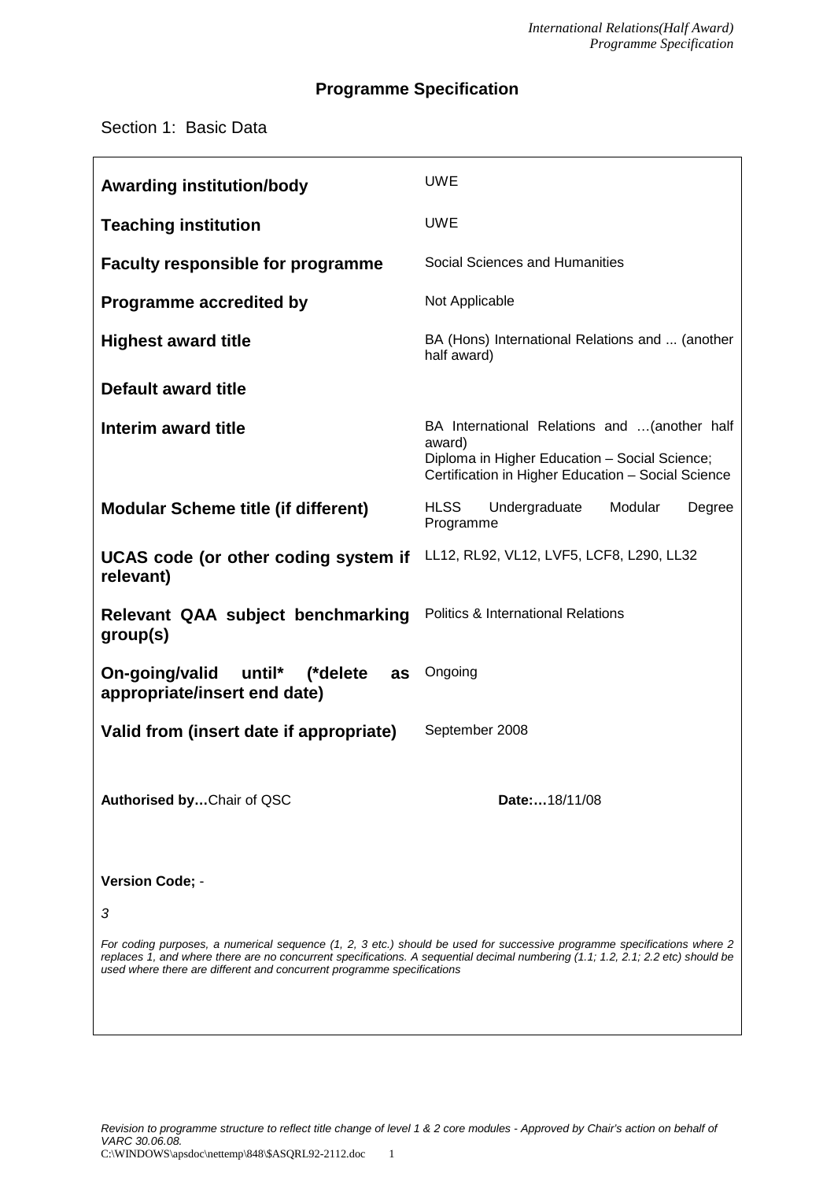# Programme Specification

Section 1: Basic Data

| | |
|---|---|
| **Awarding institution/body** | UWE |
| **Teaching institution** | UWE |
| **Faculty responsible for programme** | Social Sciences and Humanities |
| **Programme accredited by** | Not Applicable |
| **Highest award title** | BA (Hons) International Relations and ... (another half award) |
| **Default award title** | |
| **Interim award title** | BA International Relations and …(another half award)<br>Diploma in Higher Education – Social Science;<br>Certification in Higher Education – Social Science |
| **Modular Scheme title (if different)** | HLSS Undergraduate Modular Degree Programme |
| **UCAS code (or other coding system if relevant)** | LL12, RL92, VL12, LVF5, LCF8, L290, LL32 |
| **Relevant QAA subject benchmarking group(s)** | Politics & International Relations |
| **On-going/valid until* (*delete as appropriate/insert end date)** | Ongoing |
| **Valid from (insert date if appropriate)** | September 2008 |

**Authorised by…**Chair of QSC **Date:…**18/11/08

**Version Code;** -

*3*

*For coding purposes, a numerical sequence (1, 2, 3 etc.) should be used for successive programme specifications where 2 replaces 1, and where there are no concurrent specifications. A sequential decimal numbering (1.1; 1.2, 2.1; 2.2 etc) should be used where there are different and concurrent programme specifications*

*Revision to programme structure to reflect title change of level 1 & 2 core modules - Approved by Chair's action on behalf of VARC 30.06.08.*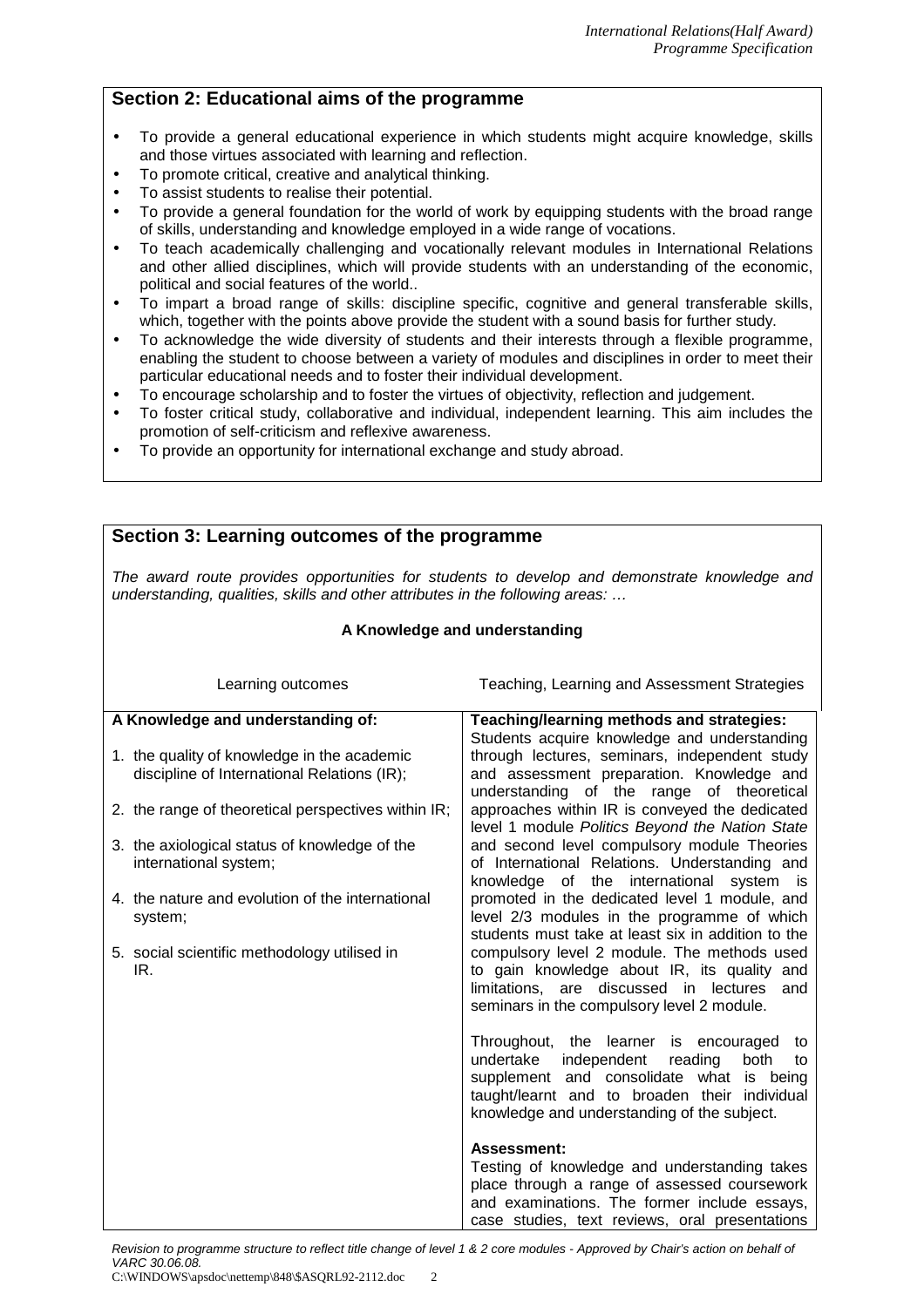## Section 2: Educational aims of the programme

- To provide a general educational experience in which students might acquire knowledge, skills and those virtues associated with learning and reflection.
- To promote critical, creative and analytical thinking.
- To assist students to realise their potential.
- To provide a general foundation for the world of work by equipping students with the broad range of skills, understanding and knowledge employed in a wide range of vocations.
- To teach academically challenging and vocationally relevant modules in International Relations and other allied disciplines, which will provide students with an understanding of the economic, political and social features of the world..
- To impart a broad range of skills: discipline specific, cognitive and general transferable skills, which, together with the points above provide the student with a sound basis for further study.
- To acknowledge the wide diversity of students and their interests through a flexible programme, enabling the student to choose between a variety of modules and disciplines in order to meet their particular educational needs and to foster their individual development.
- To encourage scholarship and to foster the virtues of objectivity, reflection and judgement.
- To foster critical study, collaborative and individual, independent learning. This aim includes the promotion of self-criticism and reflexive awareness.
- To provide an opportunity for international exchange and study abroad.

## Section 3: Learning outcomes of the programme

*The award route provides opportunities for students to develop and demonstrate knowledge and understanding, qualities, skills and other attributes in the following areas: …*

### A Knowledge and understanding

| Learning outcomes | Teaching, Learning and Assessment Strategies |
|---|---|
| **A Knowledge and understanding of:**<br><br>1. the quality of knowledge in the academic discipline of International Relations (IR);<br><br>2. the range of theoretical perspectives within IR;<br><br>3. the axiological status of knowledge of the international system;<br><br>4. the nature and evolution of the international system;<br><br>5. social scientific methodology utilised in IR. | **Teaching/learning methods and strategies:**<br>Students acquire knowledge and understanding through lectures, seminars, independent study and assessment preparation. Knowledge and understanding of the range of theoretical approaches within IR is conveyed the dedicated level 1 module *Politics Beyond the Nation State* and second level compulsory module Theories of International Relations. Understanding and knowledge of the international system is promoted in the dedicated level 1 module, and level 2/3 modules in the programme of which students must take at least six in addition to the compulsory level 2 module. The methods used to gain knowledge about IR, its quality and limitations, are discussed in lectures and seminars in the compulsory level 2 module.<br><br>Throughout, the learner is encouraged to undertake independent reading both to supplement and consolidate what is being taught/learnt and to broaden their individual knowledge and understanding of the subject.<br><br>**Assessment:**<br>Testing of knowledge and understanding takes place through a range of assessed coursework and examinations. The former include essays, case studies, text reviews, oral presentations |

*Revision to programme structure to reflect title change of level 1 & 2 core modules - Approved by Chair's action on behalf of VARC 30.06.08.*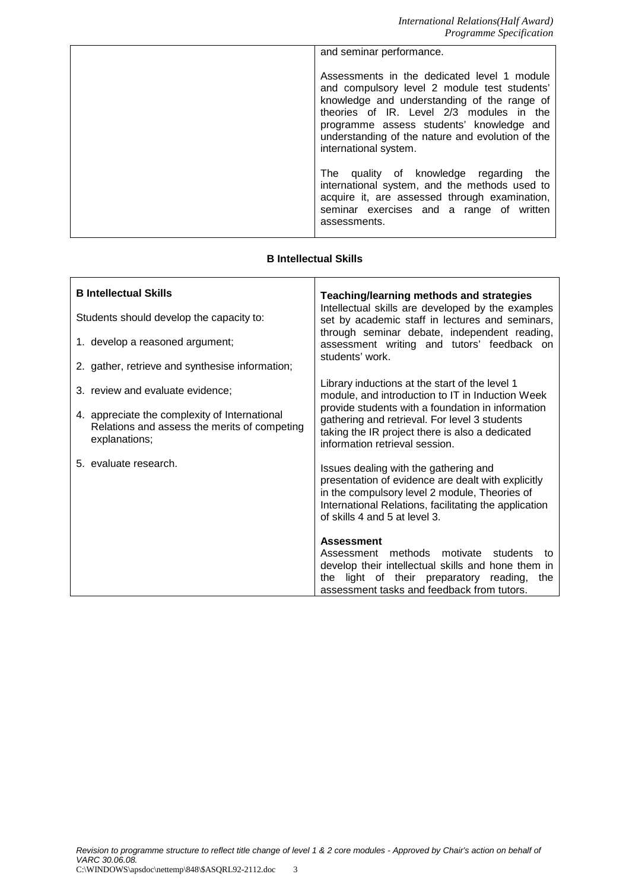| | and seminar performance.<br><br>Assessments in the dedicated level 1 module and compulsory level 2 module test students' knowledge and understanding of the range of theories of IR. Level 2/3 modules in the programme assess students' knowledge and understanding of the nature and evolution of the international system.<br><br>The quality of knowledge regarding the international system, and the methods used to acquire it, are assessed through examination, seminar exercises and a range of written assessments. |
|---|---|

## B Intellectual Skills

| **B Intellectual Skills** | **Teaching/learning methods and strategies** |
|---|---|
| Students should develop the capacity to:<br><br>1. develop a reasoned argument;<br>2. gather, retrieve and synthesise information;<br>3. review and evaluate evidence;<br>4. appreciate the complexity of International Relations and assess the merits of competing explanations;<br>5. evaluate research. | Intellectual skills are developed by the examples set by academic staff in lectures and seminars, through seminar debate, independent reading, assessment writing and tutors' feedback on students' work.<br><br>Library inductions at the start of the level 1 module, and introduction to IT in Induction Week provide students with a foundation in information gathering and retrieval. For level 3 students taking the IR project there is also a dedicated information retrieval session.<br><br>Issues dealing with the gathering and presentation of evidence are dealt with explicitly in the compulsory level 2 module, Theories of International Relations, facilitating the application of skills 4 and 5 at level 3.<br><br>**Assessment**<br>Assessment methods motivate students to develop their intellectual skills and hone them in the light of their preparatory reading, the assessment tasks and feedback from tutors. |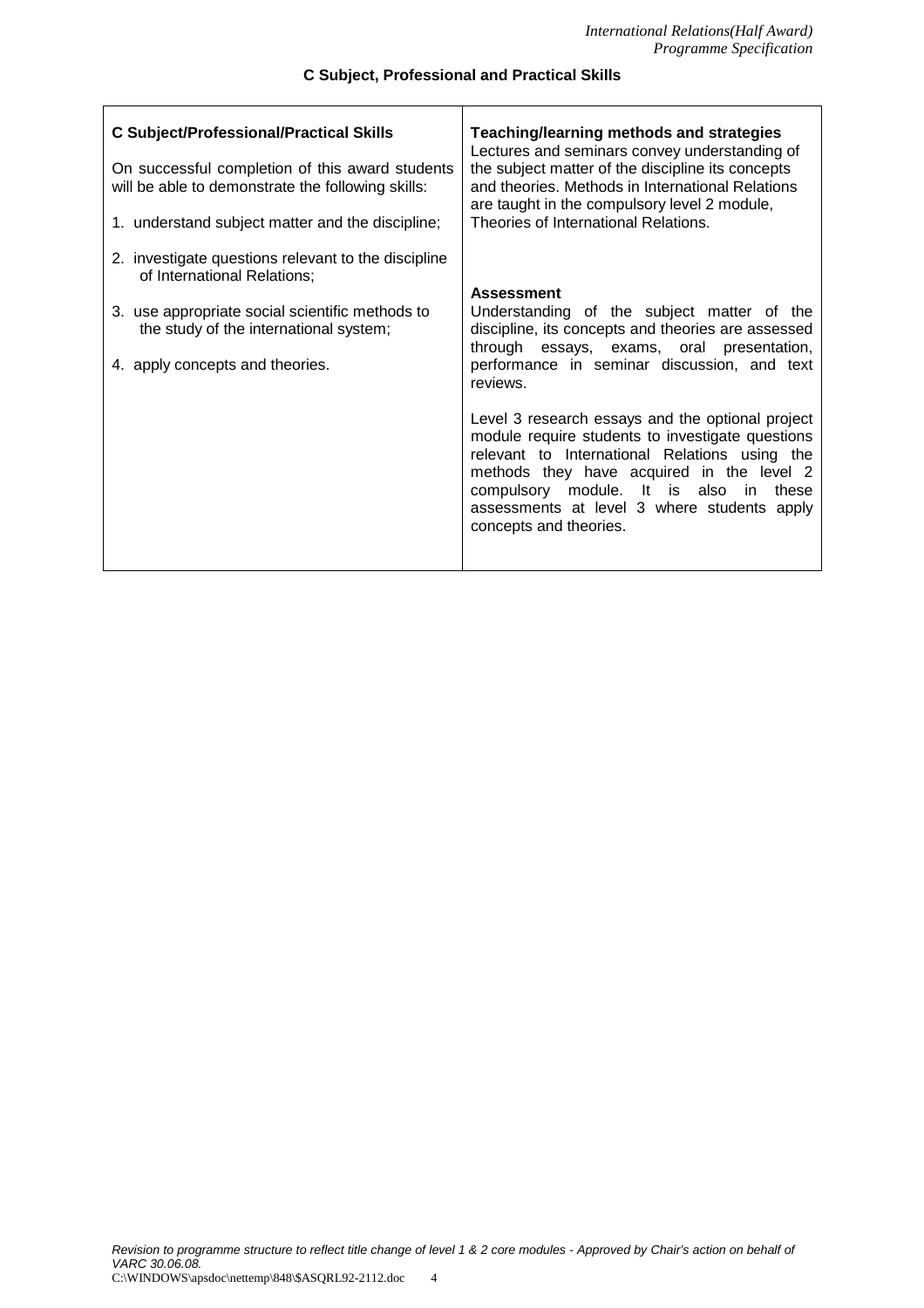### C Subject, Professional and Practical Skills

| **C Subject/Professional/Practical Skills** | **Teaching/learning methods and strategies** |
|---|---|
| On successful completion of this award students will be able to demonstrate the following skills:<br><br>1. understand subject matter and the discipline;<br><br>2. investigate questions relevant to the discipline of International Relations;<br><br>3. use appropriate social scientific methods to the study of the international system;<br><br>4. apply concepts and theories. | Lectures and seminars convey understanding of the subject matter of the discipline its concepts and theories. Methods in International Relations are taught in the compulsory level 2 module, Theories of International Relations.<br><br>**Assessment**<br>Understanding of the subject matter of the discipline, its concepts and theories are assessed through essays, exams, oral presentation, performance in seminar discussion, and text reviews.<br><br>Level 3 research essays and the optional project module require students to investigate questions relevant to International Relations using the methods they have acquired in the level 2 compulsory module. It is also in these assessments at level 3 where students apply concepts and theories. |

*Revision to programme structure to reflect title change of level 1 & 2 core modules - Approved by Chair's action on behalf of VARC 30.06.08.*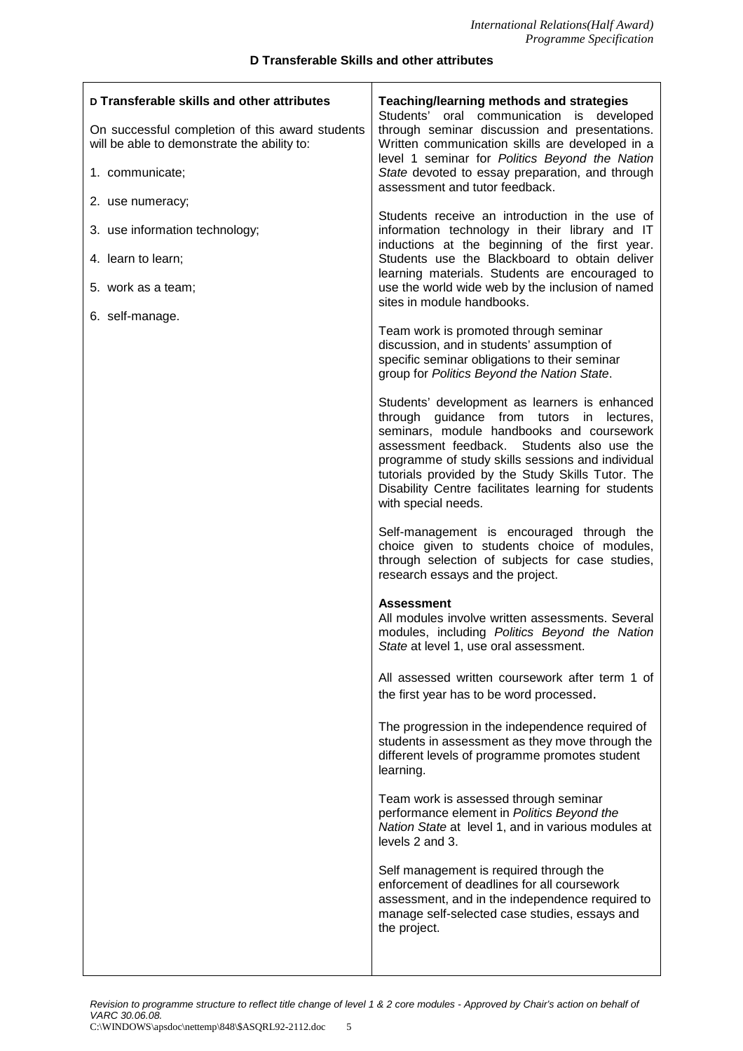## D Transferable Skills and other attributes

| D Transferable skills and other attributes | Teaching/learning methods and strategies |
|---|---|
| On successful completion of this award students will be able to demonstrate the ability to:<br><br>1. communicate;<br>2. use numeracy;<br>3. use information technology;<br>4. learn to learn;<br>5. work as a team;<br>6. self-manage. | Students' oral communication is developed through seminar discussion and presentations. Written communication skills are developed in a level 1 seminar for *Politics Beyond the Nation State* devoted to essay preparation, and through assessment and tutor feedback.<br><br>Students receive an introduction in the use of information technology in their library and IT inductions at the beginning of the first year. Students use the Blackboard to obtain deliver learning materials. Students are encouraged to use the world wide web by the inclusion of named sites in module handbooks.<br><br>Team work is promoted through seminar discussion, and in students' assumption of specific seminar obligations to their seminar group for *Politics Beyond the Nation State*.<br><br>Students' development as learners is enhanced through guidance from tutors in lectures, seminars, module handbooks and coursework assessment feedback. Students also use the programme of study skills sessions and individual tutorials provided by the Study Skills Tutor. The Disability Centre facilitates learning for students with special needs.<br><br>Self-management is encouraged through the choice given to students choice of modules, through selection of subjects for case studies, research essays and the project.<br><br>**Assessment**<br>All modules involve written assessments. Several modules, including *Politics Beyond the Nation State* at level 1, use oral assessment.<br><br>All assessed written coursework after term 1 of the first year has to be word processed.<br><br>The progression in the independence required of students in assessment as they move through the different levels of programme promotes student learning.<br><br>Team work is assessed through seminar performance element in *Politics Beyond the Nation State* at level 1, and in various modules at levels 2 and 3.<br><br>Self management is required through the enforcement of deadlines for all coursework assessment, and in the independence required to manage self-selected case studies, essays and the project. |

*Revision to programme structure to reflect title change of level 1 & 2 core modules - Approved by Chair's action on behalf of VARC 30.06.08.*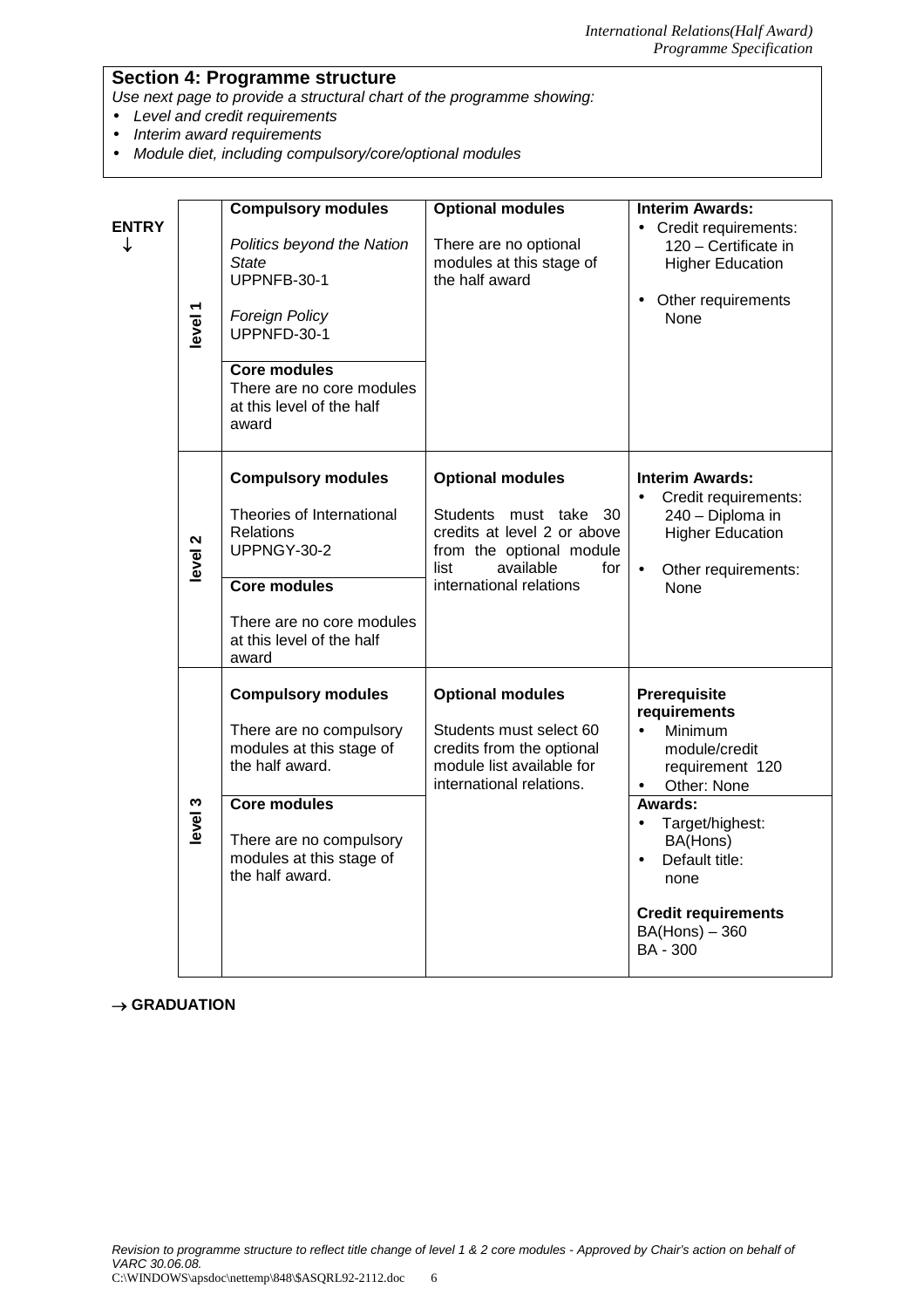## Section 4: Programme structure

*Use next page to provide a structural chart of the programme showing:*

- *Level and credit requirements*
- *Interim award requirements*
- *Module diet, including compulsory/core/optional modules*

**ENTRY** ↓

| | Compulsory modules | Optional modules | Interim Awards |
|---|---|---|---|
| **level 1** | **Compulsory modules**<br><br>*Politics beyond the Nation State*<br>UPPNFB-30-1<br><br>*Foreign Policy*<br>UPPNFD-30-1<br><br>**Core modules**<br>There are no core modules at this level of the half award | **Optional modules**<br><br>There are no optional modules at this stage of the half award | **Interim Awards:**<br>• Credit requirements: 120 – Certificate in Higher Education<br><br>• Other requirements None |
| **level 2** | **Compulsory modules**<br><br>Theories of International Relations<br>UPPNGY-30-2<br><br>**Core modules**<br><br>There are no core modules at this level of the half award | **Optional modules**<br><br>Students must take 30 credits at level 2 or above from the optional module list available for international relations | **Interim Awards:**<br>• Credit requirements: 240 – Diploma in Higher Education<br><br>• Other requirements: None |
| **level 3** | **Compulsory modules**<br><br>There are no compulsory modules at this stage of the half award.<br><br>**Core modules**<br><br>There are no compulsory modules at this stage of the half award. | **Optional modules**<br><br>Students must select 60 credits from the optional module list available for international relations. | **Prerequisite requirements**<br>• Minimum module/credit requirement 120<br>• Other: None<br>**Awards:**<br>• Target/highest: BA(Hons)<br>• Default title: none<br><br>**Credit requirements**<br>BA(Hons) – 360<br>BA - 300 |

→ **GRADUATION**

*Revision to programme structure to reflect title change of level 1 & 2 core modules - Approved by Chair's action on behalf of VARC 30.06.08.*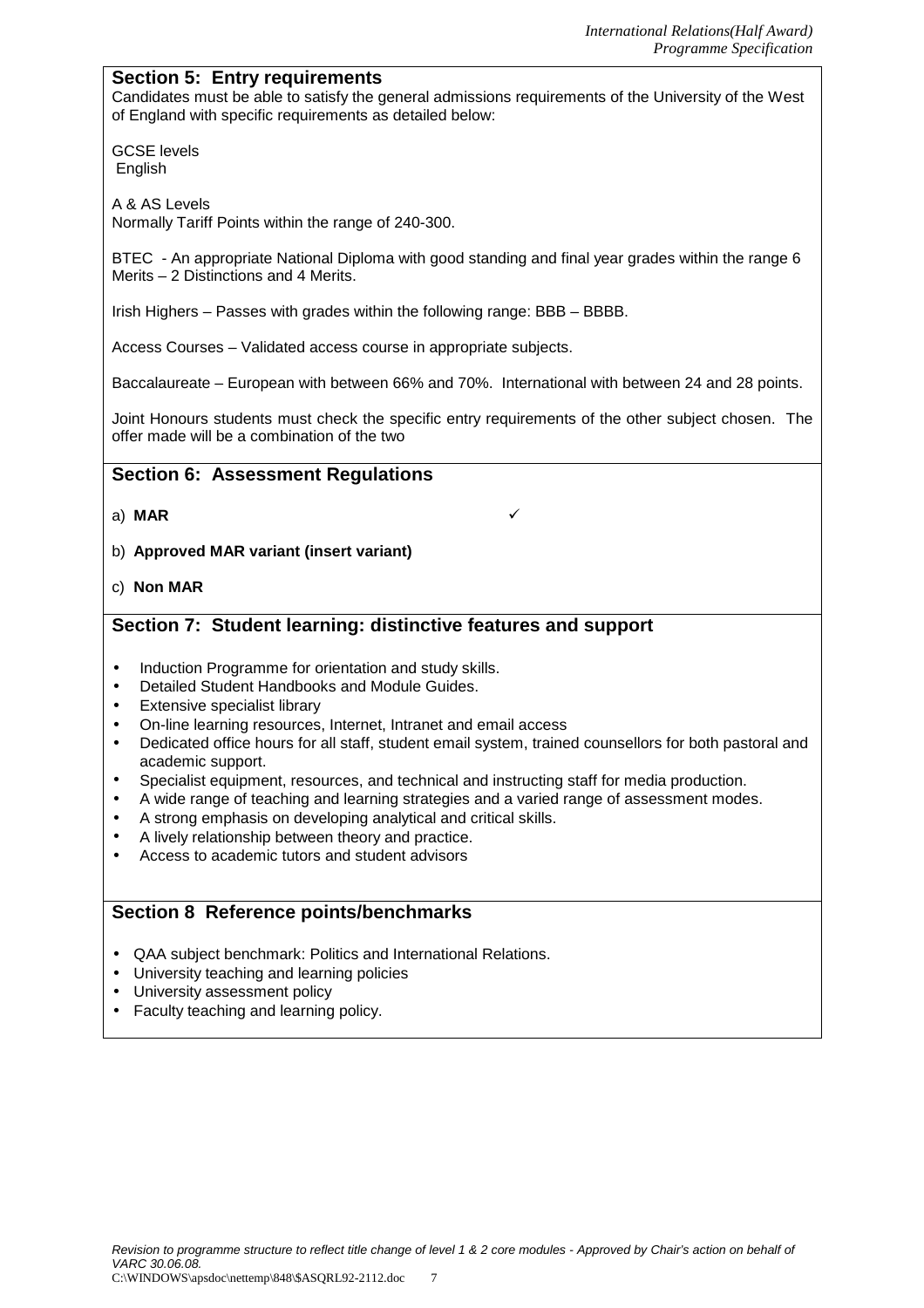## Section 5: Entry requirements

Candidates must be able to satisfy the general admissions requirements of the University of the West of England with specific requirements as detailed below:

GCSE levels
English

A & AS Levels
Normally Tariff Points within the range of 240-300.

BTEC - An appropriate National Diploma with good standing and final year grades within the range 6 Merits – 2 Distinctions and 4 Merits.

Irish Highers – Passes with grades within the following range: BBB – BBBB.

Access Courses – Validated access course in appropriate subjects.

Baccalaureate – European with between 66% and 70%. International with between 24 and 28 points.

Joint Honours students must check the specific entry requirements of the other subject chosen. The offer made will be a combination of the two

## Section 6: Assessment Regulations

a) **MAR** ✓

b) **Approved MAR variant (insert variant)**

c) **Non MAR**

## Section 7: Student learning: distinctive features and support

- Induction Programme for orientation and study skills.
- Detailed Student Handbooks and Module Guides.
- Extensive specialist library
- On-line learning resources, Internet, Intranet and email access
- Dedicated office hours for all staff, student email system, trained counsellors for both pastoral and academic support.
- Specialist equipment, resources, and technical and instructing staff for media production.
- A wide range of teaching and learning strategies and a varied range of assessment modes.
- A strong emphasis on developing analytical and critical skills.
- A lively relationship between theory and practice.
- Access to academic tutors and student advisors

## Section 8 Reference points/benchmarks

- QAA subject benchmark: Politics and International Relations.
- University teaching and learning policies
- University assessment policy
- Faculty teaching and learning policy.

*Revision to programme structure to reflect title change of level 1 & 2 core modules - Approved by Chair's action on behalf of VARC 30.06.08.*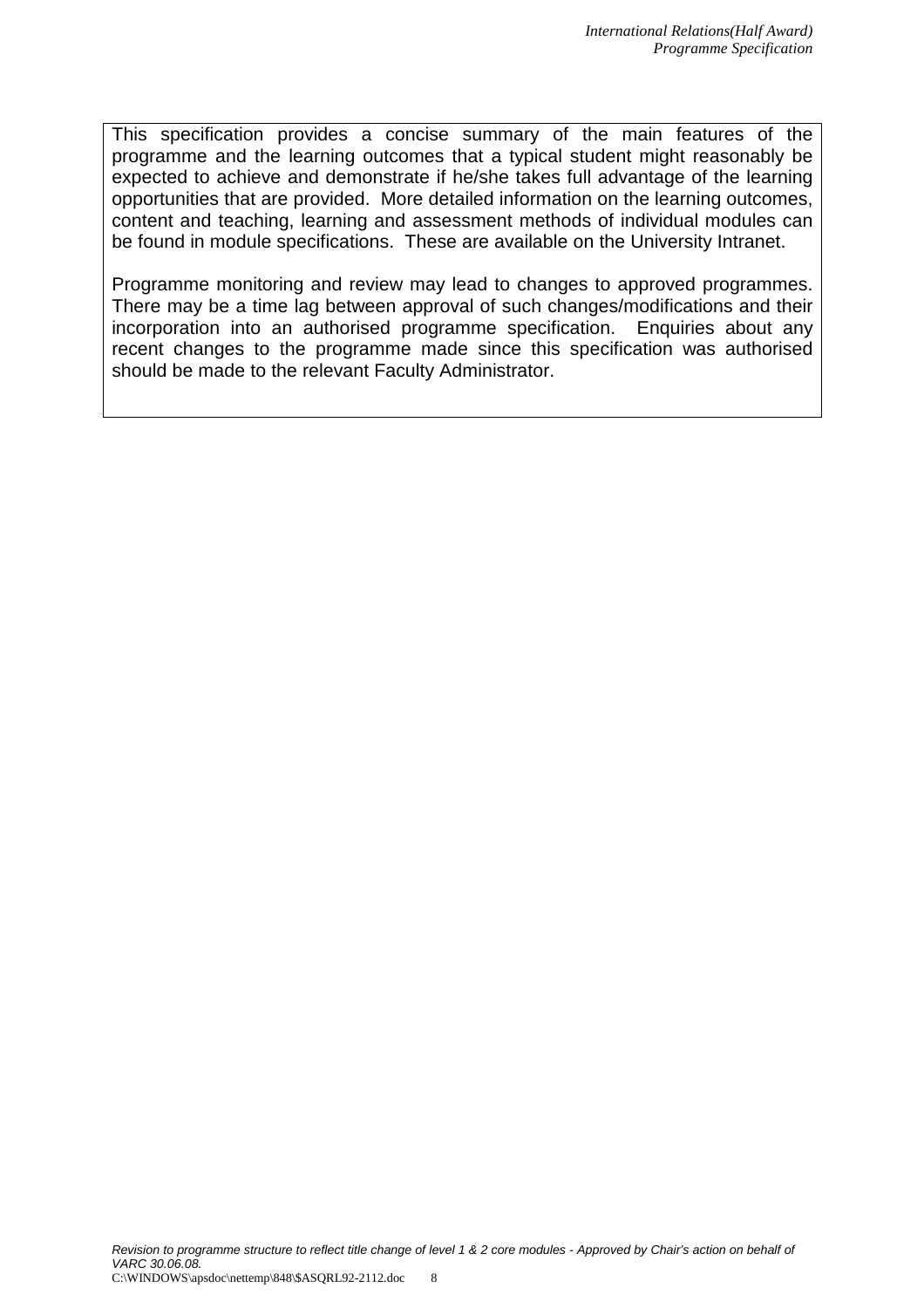This specification provides a concise summary of the main features of the programme and the learning outcomes that a typical student might reasonably be expected to achieve and demonstrate if he/she takes full advantage of the learning opportunities that are provided. More detailed information on the learning outcomes, content and teaching, learning and assessment methods of individual modules can be found in module specifications. These are available on the University Intranet.

Programme monitoring and review may lead to changes to approved programmes. There may be a time lag between approval of such changes/modifications and their incorporation into an authorised programme specification. Enquiries about any recent changes to the programme made since this specification was authorised should be made to the relevant Faculty Administrator.